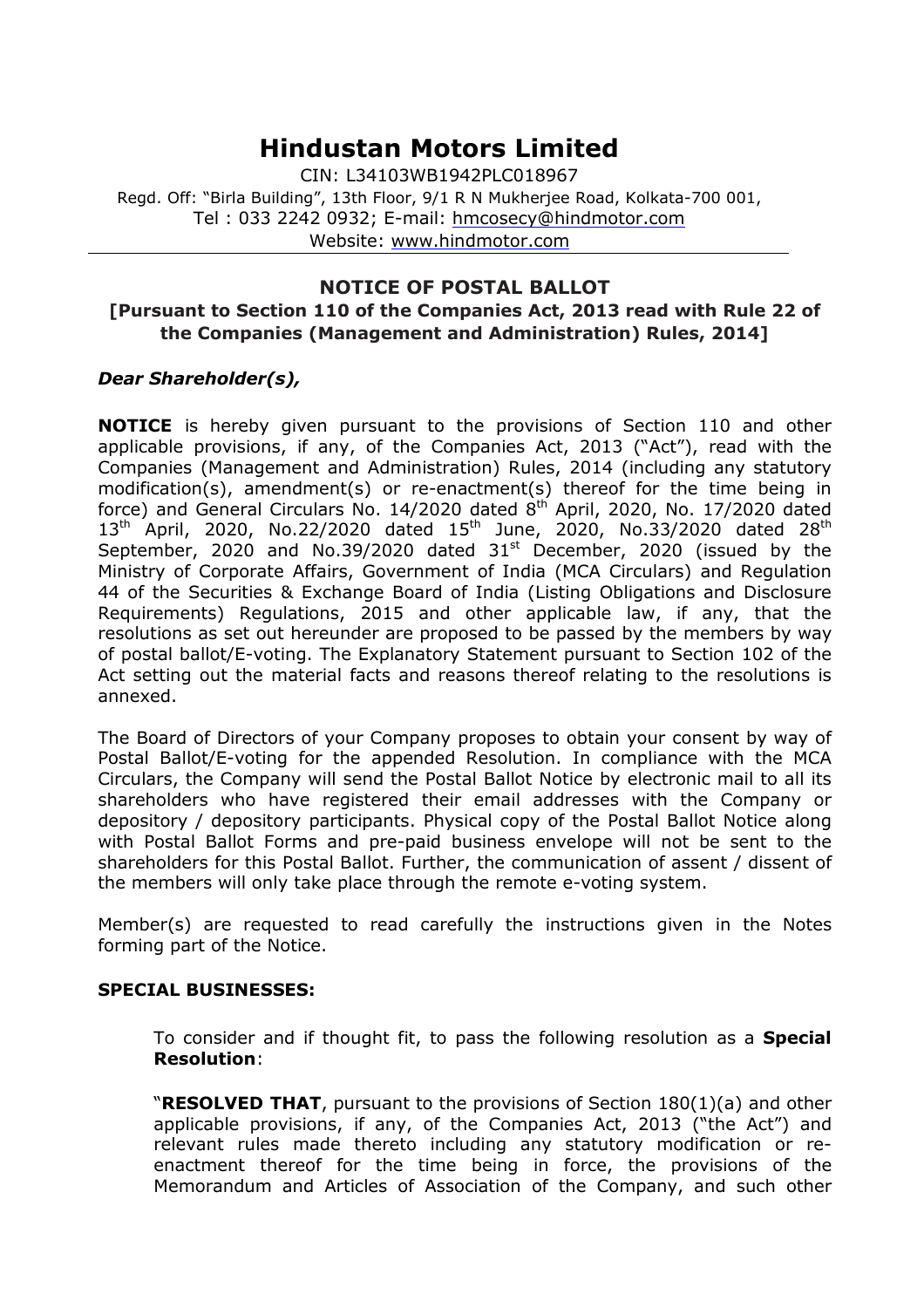# Hindustan Motors Limited

CIN: L34103WB1942PLC018967
Regd. Off: "Birla Building", 13th Floor, 9/1 R N Mukherjee Road, Kolkata-700 001,
Tel : 033 2242 0932; E-mail: hmcosecy@hindmotor.com
Website: www.hindmotor.com

## NOTICE OF POSTAL BALLOT

**[Pursuant to Section 110 of the Companies Act, 2013 read with Rule 22 of the Companies (Management and Administration) Rules, 2014]**

***Dear Shareholder(s),***

**NOTICE** is hereby given pursuant to the provisions of Section 110 and other applicable provisions, if any, of the Companies Act, 2013 ("Act"), read with the Companies (Management and Administration) Rules, 2014 (including any statutory modification(s), amendment(s) or re-enactment(s) thereof for the time being in force) and General Circulars No. 14/2020 dated 8th April, 2020, No. 17/2020 dated 13th April, 2020, No.22/2020 dated 15th June, 2020, No.33/2020 dated 28th September, 2020 and No.39/2020 dated 31st December, 2020 (issued by the Ministry of Corporate Affairs, Government of India (MCA Circulars) and Regulation 44 of the Securities & Exchange Board of India (Listing Obligations and Disclosure Requirements) Regulations, 2015 and other applicable law, if any, that the resolutions as set out hereunder are proposed to be passed by the members by way of postal ballot/E-voting. The Explanatory Statement pursuant to Section 102 of the Act setting out the material facts and reasons thereof relating to the resolutions is annexed.

The Board of Directors of your Company proposes to obtain your consent by way of Postal Ballot/E-voting for the appended Resolution. In compliance with the MCA Circulars, the Company will send the Postal Ballot Notice by electronic mail to all its shareholders who have registered their email addresses with the Company or depository / depository participants. Physical copy of the Postal Ballot Notice along with Postal Ballot Forms and pre-paid business envelope will not be sent to the shareholders for this Postal Ballot. Further, the communication of assent / dissent of the members will only take place through the remote e-voting system.

Member(s) are requested to read carefully the instructions given in the Notes forming part of the Notice.

**SPECIAL BUSINESSES:**

To consider and if thought fit, to pass the following resolution as a **Special Resolution**:

"**RESOLVED THAT**, pursuant to the provisions of Section 180(1)(a) and other applicable provisions, if any, of the Companies Act, 2013 ("the Act") and relevant rules made thereto including any statutory modification or re-enactment thereof for the time being in force, the provisions of the Memorandum and Articles of Association of the Company, and such other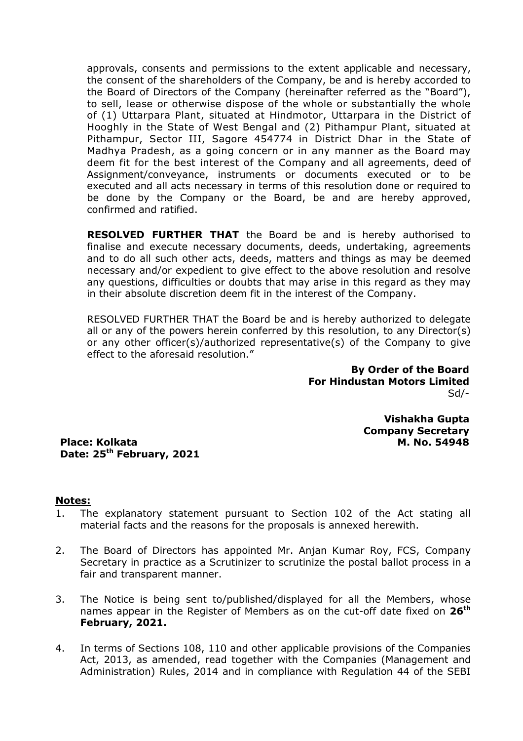approvals, consents and permissions to the extent applicable and necessary, the consent of the shareholders of the Company, be and is hereby accorded to the Board of Directors of the Company (hereinafter referred as the "Board"), to sell, lease or otherwise dispose of the whole or substantially the whole of (1) Uttarpara Plant, situated at Hindmotor, Uttarpara in the District of Hooghly in the State of West Bengal and (2) Pithampur Plant, situated at Pithampur, Sector III, Sagore 454774 in District Dhar in the State of Madhya Pradesh, as a going concern or in any manner as the Board may deem fit for the best interest of the Company and all agreements, deed of Assignment/conveyance, instruments or documents executed or to be executed and all acts necessary in terms of this resolution done or required to be done by the Company or the Board, be and are hereby approved, confirmed and ratified.

**RESOLVED FURTHER THAT** the Board be and is hereby authorised to finalise and execute necessary documents, deeds, undertaking, agreements and to do all such other acts, deeds, matters and things as may be deemed necessary and/or expedient to give effect to the above resolution and resolve any questions, difficulties or doubts that may arise in this regard as they may in their absolute discretion deem fit in the interest of the Company.

RESOLVED FURTHER THAT the Board be and is hereby authorized to delegate all or any of the powers herein conferred by this resolution, to any Director(s) or any other officer(s)/authorized representative(s) of the Company to give effect to the aforesaid resolution."

**By Order of the Board**
**For Hindustan Motors Limited**
Sd/-

**Vishakha Gupta**
**Company Secretary**
**M. No. 54948**

**Place: Kolkata**
**Date: 25th February, 2021**

**Notes:**

1. The explanatory statement pursuant to Section 102 of the Act stating all material facts and the reasons for the proposals is annexed herewith.

2. The Board of Directors has appointed Mr. Anjan Kumar Roy, FCS, Company Secretary in practice as a Scrutinizer to scrutinize the postal ballot process in a fair and transparent manner.

3. The Notice is being sent to/published/displayed for all the Members, whose names appear in the Register of Members as on the cut-off date fixed on **26th February, 2021.**

4. In terms of Sections 108, 110 and other applicable provisions of the Companies Act, 2013, as amended, read together with the Companies (Management and Administration) Rules, 2014 and in compliance with Regulation 44 of the SEBI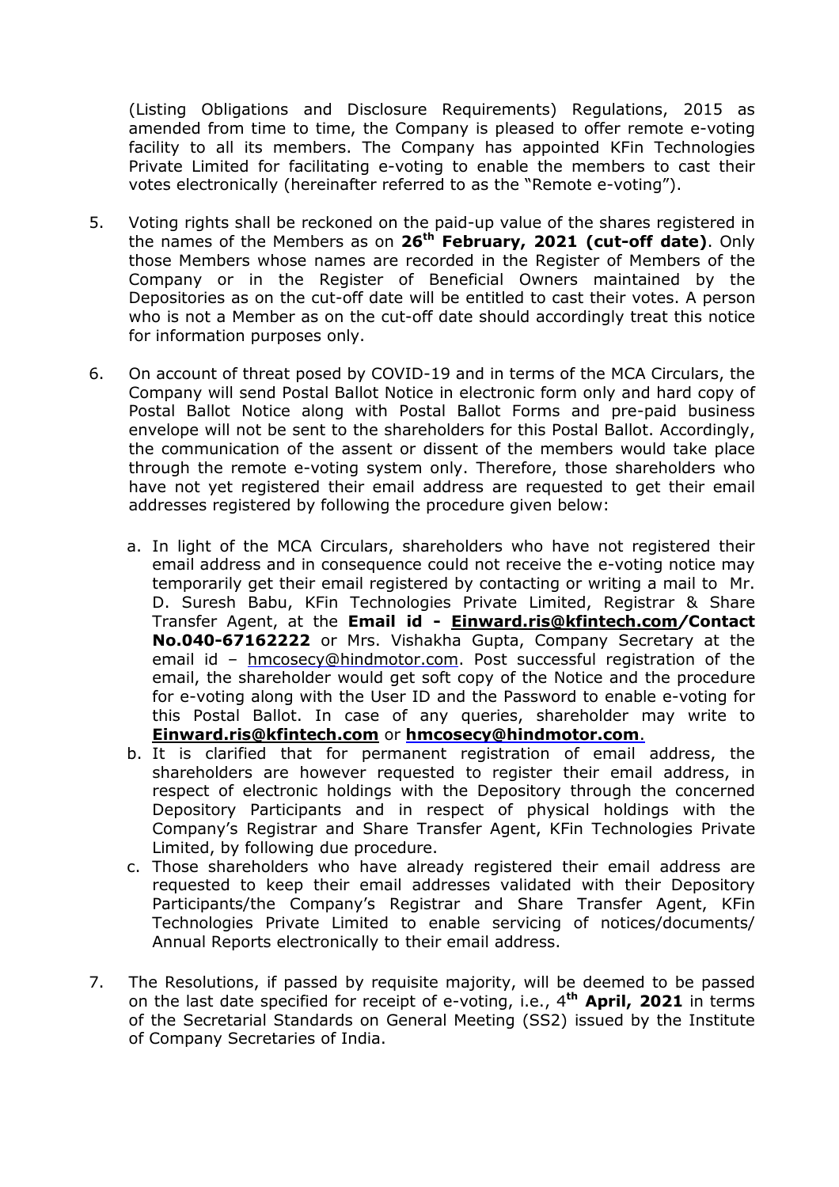(Listing Obligations and Disclosure Requirements) Regulations, 2015 as amended from time to time, the Company is pleased to offer remote e-voting facility to all its members. The Company has appointed KFin Technologies Private Limited for facilitating e-voting to enable the members to cast their votes electronically (hereinafter referred to as the "Remote e-voting").

5. Voting rights shall be reckoned on the paid-up value of the shares registered in the names of the Members as on **26th February, 2021 (cut-off date)**. Only those Members whose names are recorded in the Register of Members of the Company or in the Register of Beneficial Owners maintained by the Depositories as on the cut-off date will be entitled to cast their votes. A person who is not a Member as on the cut-off date should accordingly treat this notice for information purposes only.

6. On account of threat posed by COVID-19 and in terms of the MCA Circulars, the Company will send Postal Ballot Notice in electronic form only and hard copy of Postal Ballot Notice along with Postal Ballot Forms and pre-paid business envelope will not be sent to the shareholders for this Postal Ballot. Accordingly, the communication of the assent or dissent of the members would take place through the remote e-voting system only. Therefore, those shareholders who have not yet registered their email address are requested to get their email addresses registered by following the procedure given below:

   a. In light of the MCA Circulars, shareholders who have not registered their email address and in consequence could not receive the e-voting notice may temporarily get their email registered by contacting or writing a mail to Mr. D. Suresh Babu, KFin Technologies Private Limited, Registrar & Share Transfer Agent, at the **Email id - Einward.ris@kfintech.com/Contact No.040-67162222** or Mrs. Vishakha Gupta, Company Secretary at the email id – hmcosecy@hindmotor.com. Post successful registration of the email, the shareholder would get soft copy of the Notice and the procedure for e-voting along with the User ID and the Password to enable e-voting for this Postal Ballot. In case of any queries, shareholder may write to **Einward.ris@kfintech.com** or **hmcosecy@hindmotor.com**.
   b. It is clarified that for permanent registration of email address, the shareholders are however requested to register their email address, in respect of electronic holdings with the Depository through the concerned Depository Participants and in respect of physical holdings with the Company's Registrar and Share Transfer Agent, KFin Technologies Private Limited, by following due procedure.
   c. Those shareholders who have already registered their email address are requested to keep their email addresses validated with their Depository Participants/the Company's Registrar and Share Transfer Agent, KFin Technologies Private Limited to enable servicing of notices/documents/ Annual Reports electronically to their email address.

7. The Resolutions, if passed by requisite majority, will be deemed to be passed on the last date specified for receipt of e-voting, i.e., **4th April, 2021** in terms of the Secretarial Standards on General Meeting (SS2) issued by the Institute of Company Secretaries of India.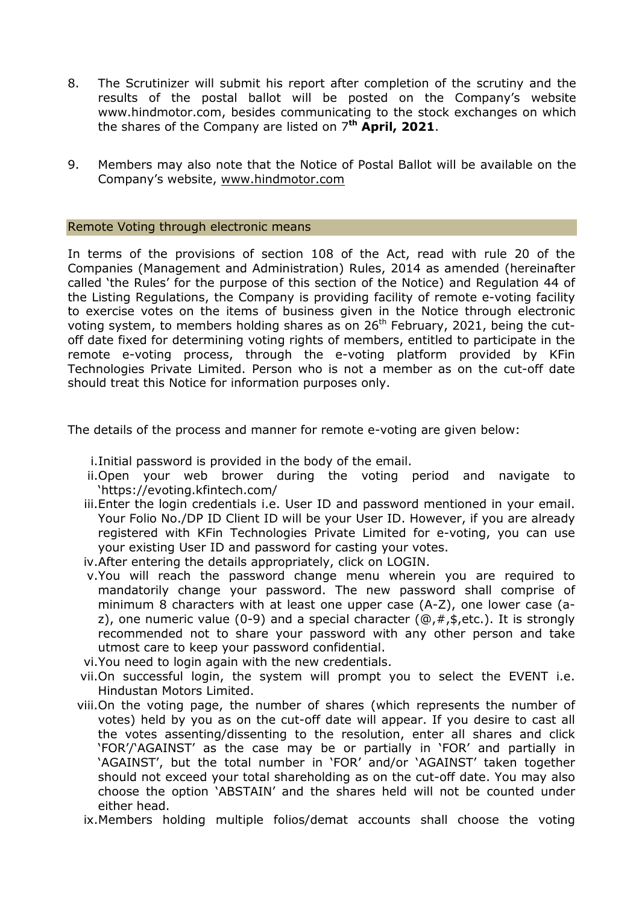8. The Scrutinizer will submit his report after completion of the scrutiny and the results of the postal ballot will be posted on the Company's website www.hindmotor.com, besides communicating to the stock exchanges on which the shares of the Company are listed on 7th **April, 2021**.

9. Members may also note that the Notice of Postal Ballot will be available on the Company's website, www.hindmotor.com

## Remote Voting through electronic means

In terms of the provisions of section 108 of the Act, read with rule 20 of the Companies (Management and Administration) Rules, 2014 as amended (hereinafter called 'the Rules' for the purpose of this section of the Notice) and Regulation 44 of the Listing Regulations, the Company is providing facility of remote e-voting facility to exercise votes on the items of business given in the Notice through electronic voting system, to members holding shares as on 26th February, 2021, being the cut-off date fixed for determining voting rights of members, entitled to participate in the remote e-voting process, through the e-voting platform provided by KFin Technologies Private Limited. Person who is not a member as on the cut-off date should treat this Notice for information purposes only.

The details of the process and manner for remote e-voting are given below:

i. Initial password is provided in the body of the email.
ii. Open your web brower during the voting period and navigate to 'https://evoting.kfintech.com/
iii. Enter the login credentials i.e. User ID and password mentioned in your email. Your Folio No./DP ID Client ID will be your User ID. However, if you are already registered with KFin Technologies Private Limited for e-voting, you can use your existing User ID and password for casting your votes.
iv. After entering the details appropriately, click on LOGIN.
v. You will reach the password change menu wherein you are required to mandatorily change your password. The new password shall comprise of minimum 8 characters with at least one upper case (A-Z), one lower case (a-z), one numeric value (0-9) and a special character (@,#,$,etc.). It is strongly recommended not to share your password with any other person and take utmost care to keep your password confidential.
vi. You need to login again with the new credentials.
vii. On successful login, the system will prompt you to select the EVENT i.e. Hindustan Motors Limited.
viii. On the voting page, the number of shares (which represents the number of votes) held by you as on the cut-off date will appear. If you desire to cast all the votes assenting/dissenting to the resolution, enter all shares and click 'FOR'/'AGAINST' as the case may be or partially in 'FOR' and partially in 'AGAINST', but the total number in 'FOR' and/or 'AGAINST' taken together should not exceed your total shareholding as on the cut-off date. You may also choose the option 'ABSTAIN' and the shares held will not be counted under either head.
ix. Members holding multiple folios/demat accounts shall choose the voting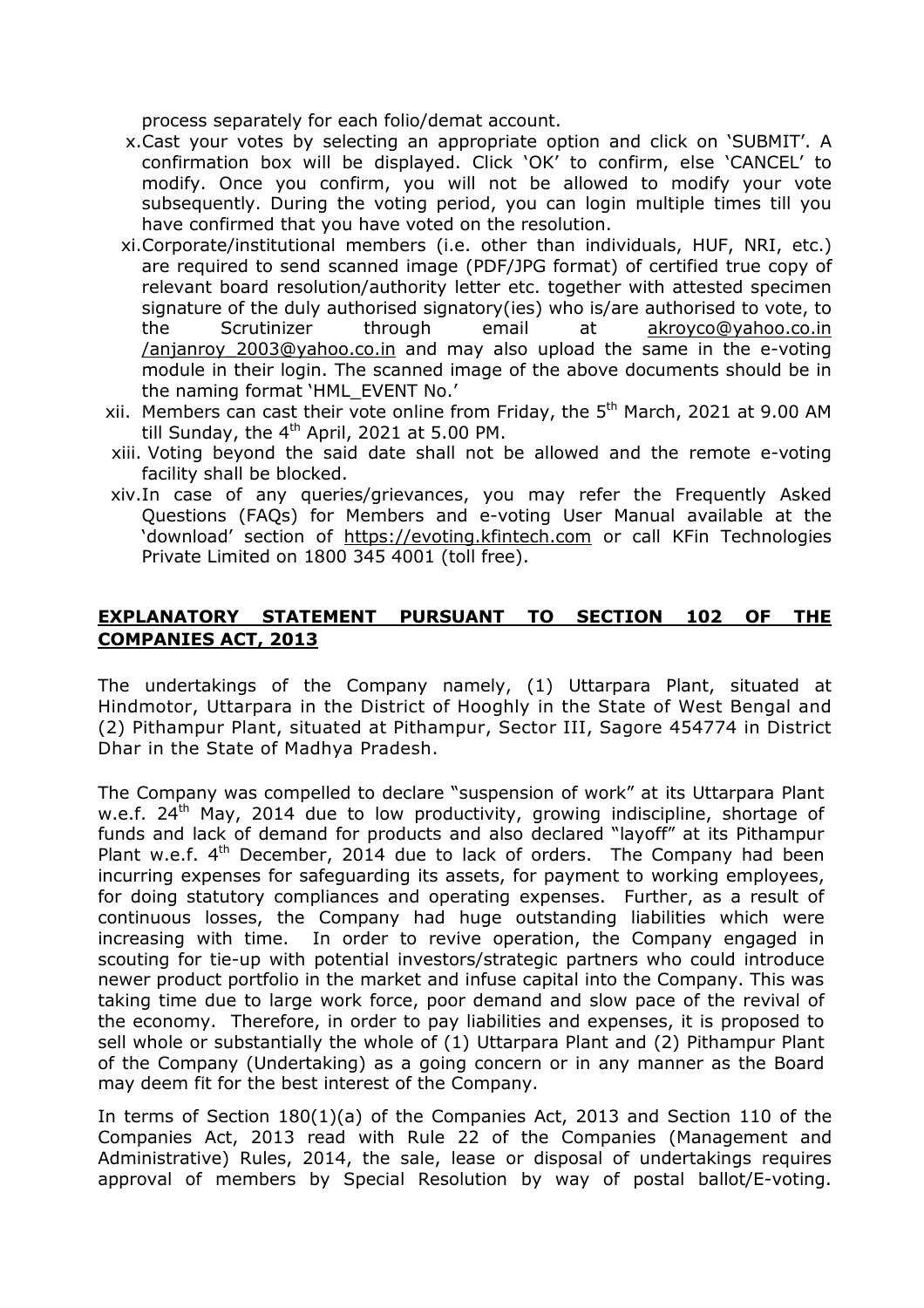process separately for each folio/demat account.

x. Cast your votes by selecting an appropriate option and click on 'SUBMIT'. A confirmation box will be displayed. Click 'OK' to confirm, else 'CANCEL' to modify. Once you confirm, you will not be allowed to modify your vote subsequently. During the voting period, you can login multiple times till you have confirmed that you have voted on the resolution.

xi. Corporate/institutional members (i.e. other than individuals, HUF, NRI, etc.) are required to send scanned image (PDF/JPG format) of certified true copy of relevant board resolution/authority letter etc. together with attested specimen signature of the duly authorised signatory(ies) who is/are authorised to vote, to the Scrutinizer through email at akroyco@yahoo.co.in /anjanroy_2003@yahoo.co.in and may also upload the same in the e-voting module in their login. The scanned image of the above documents should be in the naming format 'HML_EVENT No.'

xii. Members can cast their vote online from Friday, the 5th March, 2021 at 9.00 AM till Sunday, the 4th April, 2021 at 5.00 PM.

xiii. Voting beyond the said date shall not be allowed and the remote e-voting facility shall be blocked.

xiv. In case of any queries/grievances, you may refer the Frequently Asked Questions (FAQs) for Members and e-voting User Manual available at the 'download' section of https://evoting.kfintech.com or call KFin Technologies Private Limited on 1800 345 4001 (toll free).

## EXPLANATORY STATEMENT PURSUANT TO SECTION 102 OF THE COMPANIES ACT, 2013

The undertakings of the Company namely, (1) Uttarpara Plant, situated at Hindmotor, Uttarpara in the District of Hooghly in the State of West Bengal and (2) Pithampur Plant, situated at Pithampur, Sector III, Sagore 454774 in District Dhar in the State of Madhya Pradesh.

The Company was compelled to declare "suspension of work" at its Uttarpara Plant w.e.f. 24th May, 2014 due to low productivity, growing indiscipline, shortage of funds and lack of demand for products and also declared "layoff" at its Pithampur Plant w.e.f. 4th December, 2014 due to lack of orders. The Company had been incurring expenses for safeguarding its assets, for payment to working employees, for doing statutory compliances and operating expenses. Further, as a result of continuous losses, the Company had huge outstanding liabilities which were increasing with time. In order to revive operation, the Company engaged in scouting for tie-up with potential investors/strategic partners who could introduce newer product portfolio in the market and infuse capital into the Company. This was taking time due to large work force, poor demand and slow pace of the revival of the economy. Therefore, in order to pay liabilities and expenses, it is proposed to sell whole or substantially the whole of (1) Uttarpara Plant and (2) Pithampur Plant of the Company (Undertaking) as a going concern or in any manner as the Board may deem fit for the best interest of the Company.

In terms of Section 180(1)(a) of the Companies Act, 2013 and Section 110 of the Companies Act, 2013 read with Rule 22 of the Companies (Management and Administrative) Rules, 2014, the sale, lease or disposal of undertakings requires approval of members by Special Resolution by way of postal ballot/E-voting.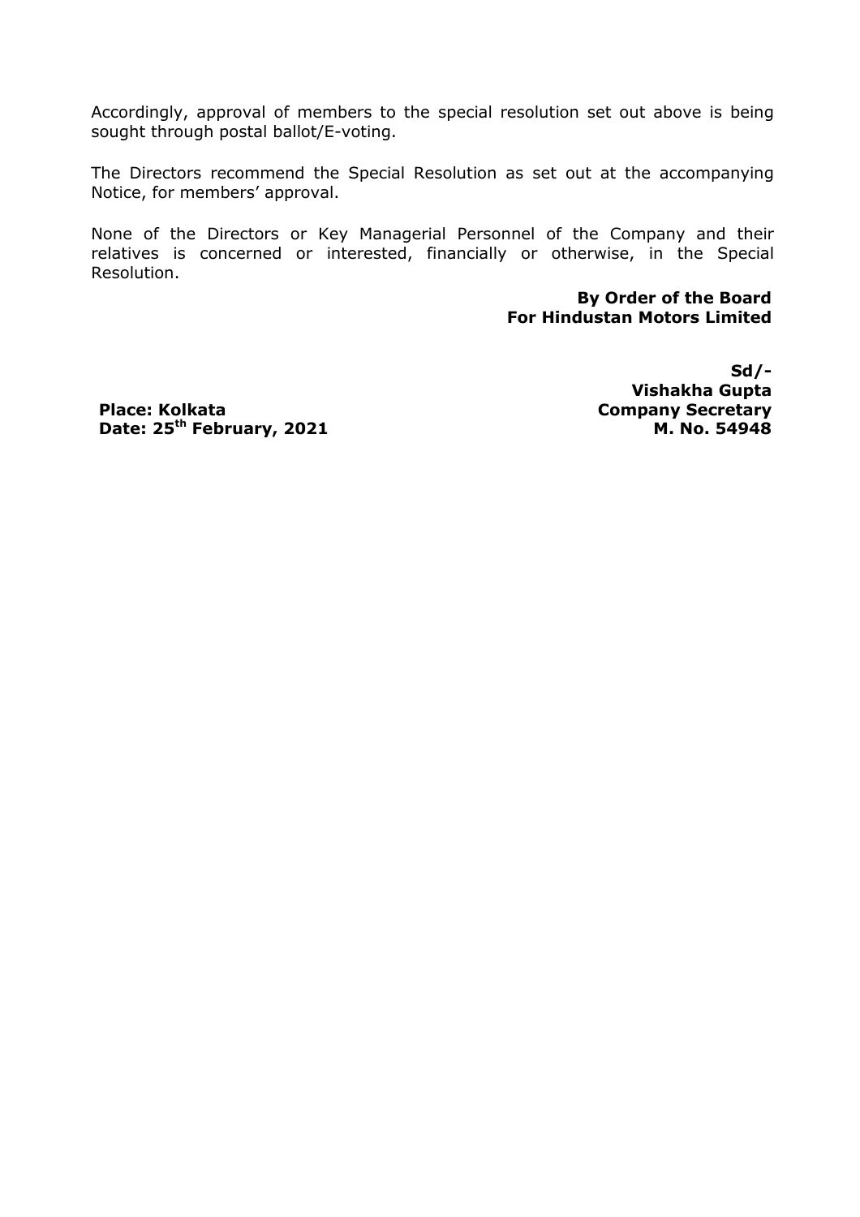Accordingly, approval of members to the special resolution set out above is being sought through postal ballot/E-voting.

The Directors recommend the Special Resolution as set out at the accompanying Notice, for members' approval.

None of the Directors or Key Managerial Personnel of the Company and their relatives is concerned or interested, financially or otherwise, in the Special Resolution.

**By Order of the Board**
**For Hindustan Motors Limited**

**Sd/-**
**Vishakha Gupta**
**Company Secretary**
**M. No. 54948**

**Place: Kolkata**
**Date: 25th February, 2021**